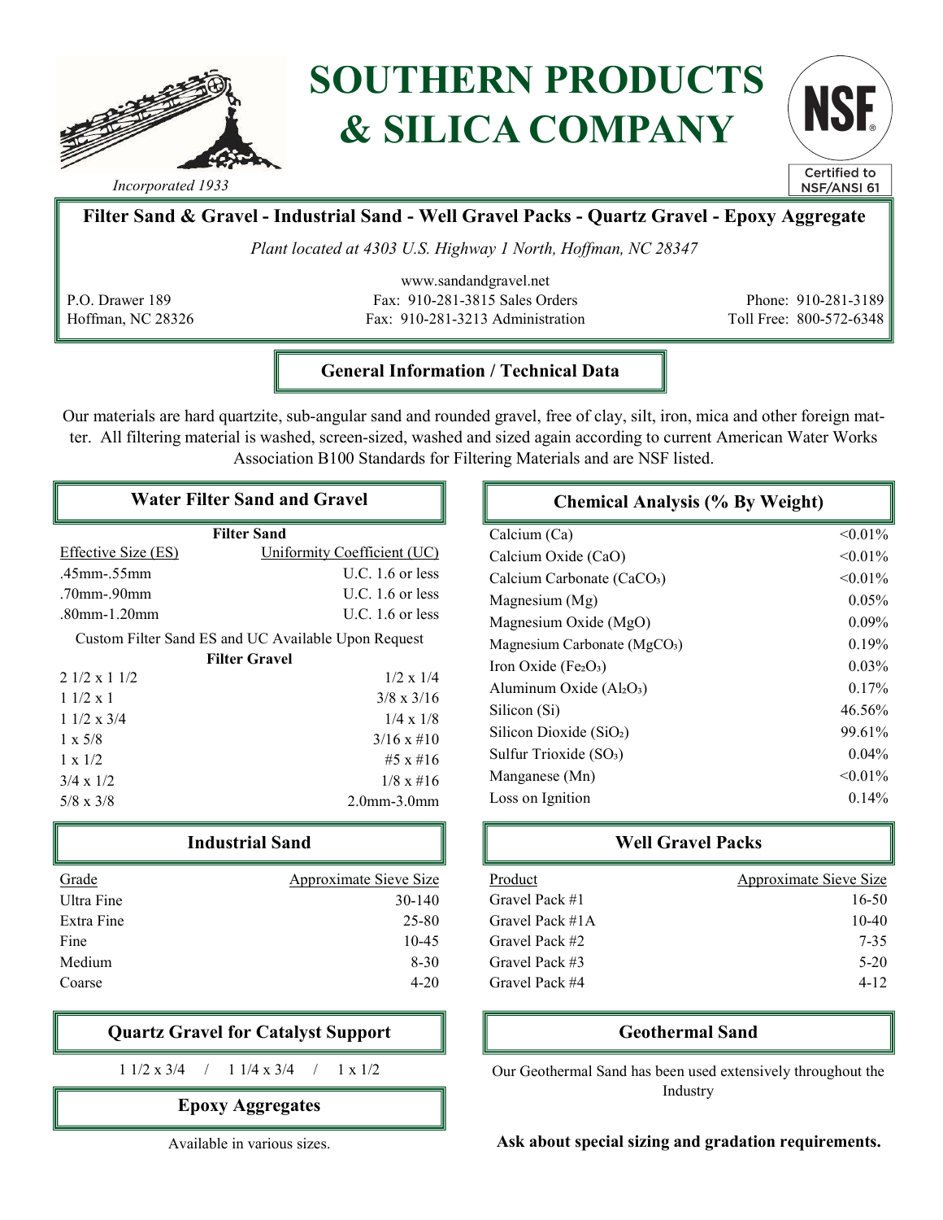# SOUTHERN PRODUCTS & SILICA COMPANY

*Incorporated 1933*

Certified to NSF/ANSI 61

**Filter Sand & Gravel - Industrial Sand - Well Gravel Packs - Quartz Gravel - Epoxy Aggregate**

*Plant located at 4303 U.S. Highway 1 North, Hoffman, NC 28347*

P.O. Drawer 189
Hoffman, NC 28326

www.sandandgravel.net
Fax: 910-281-3815 Sales Orders
Fax: 910-281-3213 Administration

Phone: 910-281-3189
Toll Free: 800-572-6348

## General Information / Technical Data

Our materials are hard quartzite, sub-angular sand and rounded gravel, free of clay, silt, iron, mica and other foreign matter. All filtering material is washed, screen-sized, washed and sized again according to current American Water Works Association B100 Standards for Filtering Materials and are NSF listed.

## Water Filter Sand and Gravel

**Filter Sand**

| Effective Size (ES) | Uniformity Coefficient (UC) |
|---|---|
| .45mm-.55mm | U.C. 1.6 or less |
| .70mm-.90mm | U.C. 1.6 or less |
| .80mm-1.20mm | U.C. 1.6 or less |

Custom Filter Sand ES and UC Available Upon Request

**Filter Gravel**

| | |
|---|---|
| 2 1/2 x 1 1/2 | 1/2 x 1/4 |
| 1 1/2 x 1 | 3/8 x 3/16 |
| 1 1/2 x 3/4 | 1/4 x 1/8 |
| 1 x 5/8 | 3/16 x #10 |
| 1 x 1/2 | #5 x #16 |
| 3/4 x 1/2 | 1/8 x #16 |
| 5/8 x 3/8 | 2.0mm-3.0mm |

## Chemical Analysis (% By Weight)

| Component | % |
|---|---|
| Calcium (Ca) | <0.01% |
| Calcium Oxide (CaO) | <0.01% |
| Calcium Carbonate ($CaCO_3$) | <0.01% |
| Magnesium (Mg) | 0.05% |
| Magnesium Oxide (MgO) | 0.09% |
| Magnesium Carbonate ($MgCO_3$) | 0.19% |
| Iron Oxide ($Fe_2O_3$) | 0.03% |
| Aluminum Oxide ($Al_2O_3$) | 0.17% |
| Silicon (Si) | 46.56% |
| Silicon Dioxide ($SiO_2$) | 99.61% |
| Sulfur Trioxide ($SO_3$) | 0.04% |
| Manganese (Mn) | <0.01% |
| Loss on Ignition | 0.14% |

## Industrial Sand

| Grade | Approximate Sieve Size |
|---|---|
| Ultra Fine | 30-140 |
| Extra Fine | 25-80 |
| Fine | 10-45 |
| Medium | 8-30 |
| Coarse | 4-20 |

## Well Gravel Packs

| Product | Approximate Sieve Size |
|---|---|
| Gravel Pack #1 | 16-50 |
| Gravel Pack #1A | 10-40 |
| Gravel Pack #2 | 7-35 |
| Gravel Pack #3 | 5-20 |
| Gravel Pack #4 | 4-12 |

## Quartz Gravel for Catalyst Support

1 1/2 x 3/4 / 1 1/4 x 3/4 / 1 x 1/2

## Epoxy Aggregates

Available in various sizes.

## Geothermal Sand

Our Geothermal Sand has been used extensively throughout the Industry

**Ask about special sizing and gradation requirements.**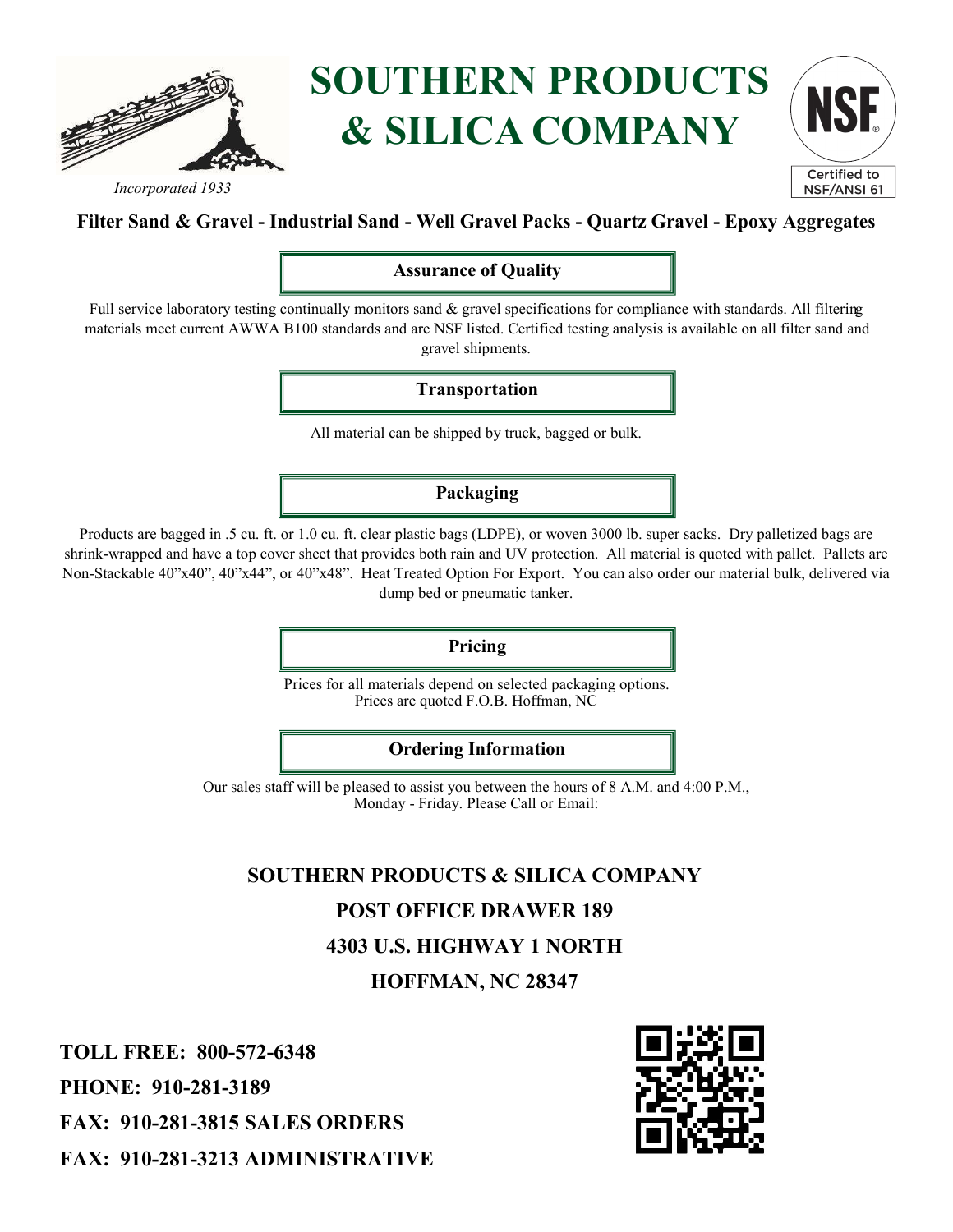# SOUTHERN PRODUCTS & SILICA COMPANY

*Incorporated 1933*

NSF

Certified to NSF/ANSI 61

**Filter Sand & Gravel - Industrial Sand - Well Gravel Packs - Quartz Gravel - Epoxy Aggregates**

## Assurance of Quality

Full service laboratory testing continually monitors sand & gravel specifications for compliance with standards. All filtering materials meet current AWWA B100 standards and are NSF listed. Certified testing analysis is available on all filter sand and gravel shipments.

## Transportation

All material can be shipped by truck, bagged or bulk.

## Packaging

Products are bagged in .5 cu. ft. or 1.0 cu. ft. clear plastic bags (LDPE), or woven 3000 lb. super sacks. Dry palletized bags are shrink-wrapped and have a top cover sheet that provides both rain and UV protection. All material is quoted with pallet. Pallets are Non-Stackable 40"x40", 40"x44", or 40"x48". Heat Treated Option For Export. You can also order our material bulk, delivered via dump bed or pneumatic tanker.

## Pricing

Prices for all materials depend on selected packaging options.
Prices are quoted F.O.B. Hoffman, NC

## Ordering Information

Our sales staff will be pleased to assist you between the hours of 8 A.M. and 4:00 P.M., Monday - Friday. Please Call or Email:

**SOUTHERN PRODUCTS & SILICA COMPANY**

**POST OFFICE DRAWER 189**

**4303 U.S. HIGHWAY 1 NORTH**

**HOFFMAN, NC 28347**

**TOLL FREE: 800-572-6348**

**PHONE: 910-281-3189**

**FAX: 910-281-3815 SALES ORDERS**

**FAX: 910-281-3213 ADMINISTRATIVE**